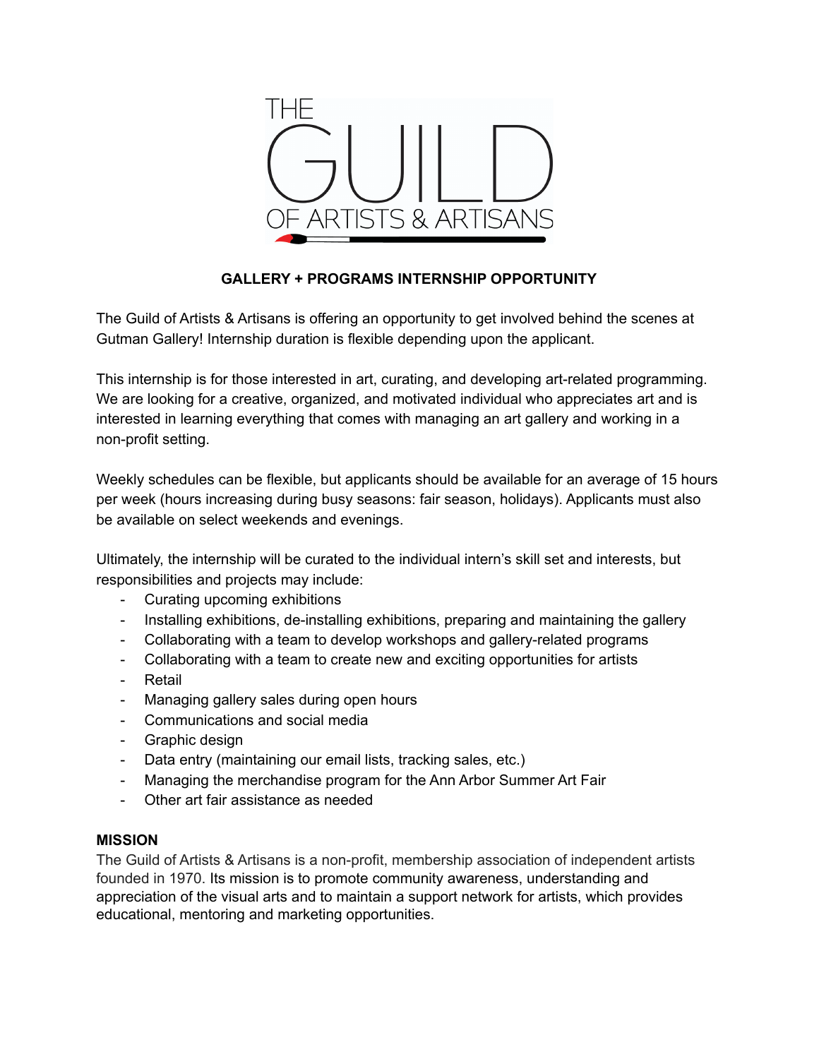THE GUILD OF ARTISTS & ARTISANS

## GALLERY + PROGRAMS INTERNSHIP OPPORTUNITY

The Guild of Artists & Artisans is offering an opportunity to get involved behind the scenes at Gutman Gallery! Internship duration is flexible depending upon the applicant.

This internship is for those interested in art, curating, and developing art-related programming. We are looking for a creative, organized, and motivated individual who appreciates art and is interested in learning everything that comes with managing an art gallery and working in a non-profit setting.

Weekly schedules can be flexible, but applicants should be available for an average of 15 hours per week (hours increasing during busy seasons: fair season, holidays). Applicants must also be available on select weekends and evenings.

Ultimately, the internship will be curated to the individual intern's skill set and interests, but responsibilities and projects may include:

- Curating upcoming exhibitions
- Installing exhibitions, de-installing exhibitions, preparing and maintaining the gallery
- Collaborating with a team to develop workshops and gallery-related programs
- Collaborating with a team to create new and exciting opportunities for artists
- Retail
- Managing gallery sales during open hours
- Communications and social media
- Graphic design
- Data entry (maintaining our email lists, tracking sales, etc.)
- Managing the merchandise program for the Ann Arbor Summer Art Fair
- Other art fair assistance as needed

### MISSION

The Guild of Artists & Artisans is a non-profit, membership association of independent artists founded in 1970. Its mission is to promote community awareness, understanding and appreciation of the visual arts and to maintain a support network for artists, which provides educational, mentoring and marketing opportunities.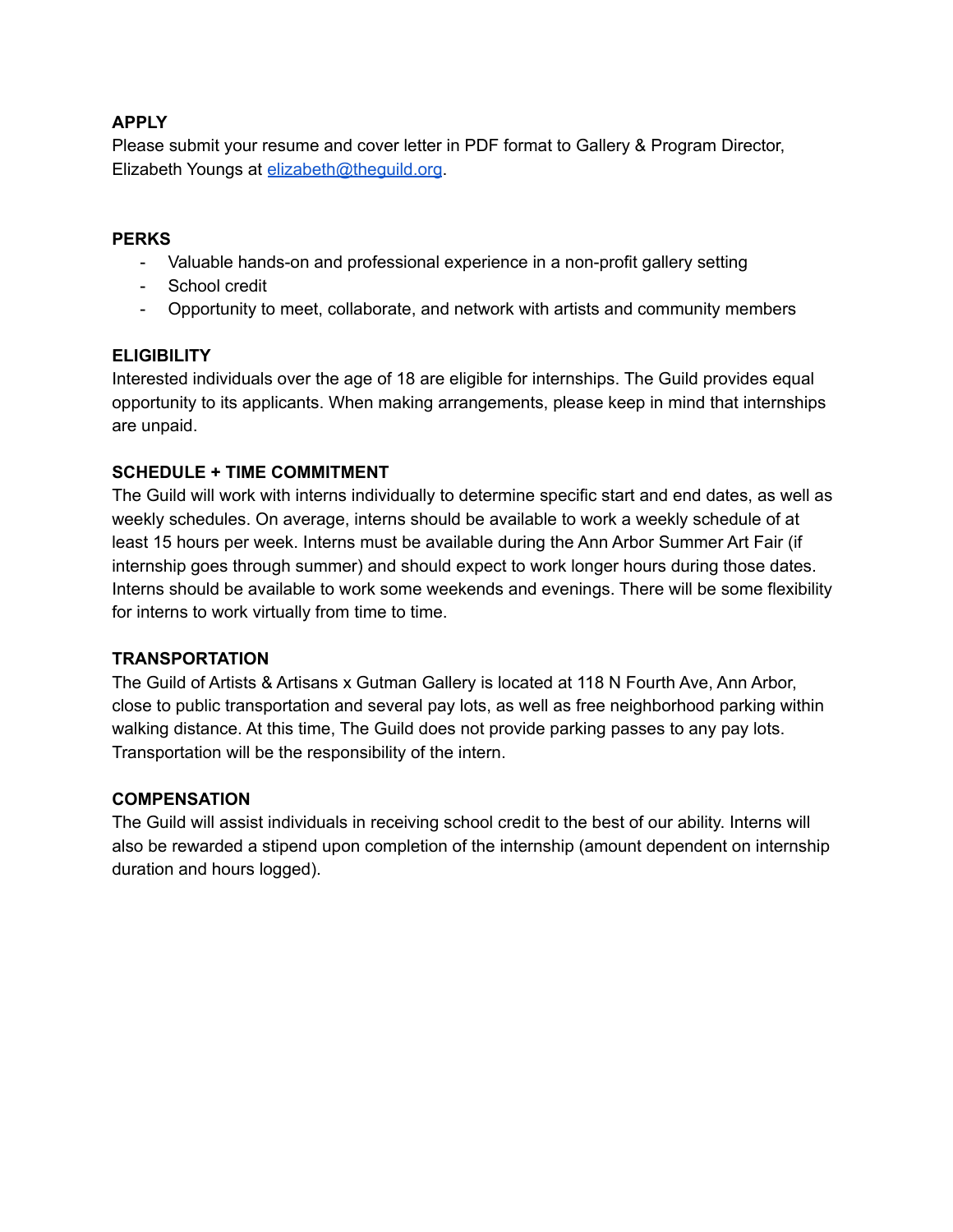**APPLY**

Please submit your resume and cover letter in PDF format to Gallery & Program Director, Elizabeth Youngs at elizabeth@theguild.org.

**PERKS**

- Valuable hands-on and professional experience in a non-profit gallery setting
- School credit
- Opportunity to meet, collaborate, and network with artists and community members

**ELIGIBILITY**

Interested individuals over the age of 18 are eligible for internships. The Guild provides equal opportunity to its applicants. When making arrangements, please keep in mind that internships are unpaid.

**SCHEDULE + TIME COMMITMENT**

The Guild will work with interns individually to determine specific start and end dates, as well as weekly schedules. On average, interns should be available to work a weekly schedule of at least 15 hours per week. Interns must be available during the Ann Arbor Summer Art Fair (if internship goes through summer) and should expect to work longer hours during those dates. Interns should be available to work some weekends and evenings. There will be some flexibility for interns to work virtually from time to time.

**TRANSPORTATION**

The Guild of Artists & Artisans x Gutman Gallery is located at 118 N Fourth Ave, Ann Arbor, close to public transportation and several pay lots, as well as free neighborhood parking within walking distance. At this time, The Guild does not provide parking passes to any pay lots. Transportation will be the responsibility of the intern.

**COMPENSATION**

The Guild will assist individuals in receiving school credit to the best of our ability. Interns will also be rewarded a stipend upon completion of the internship (amount dependent on internship duration and hours logged).